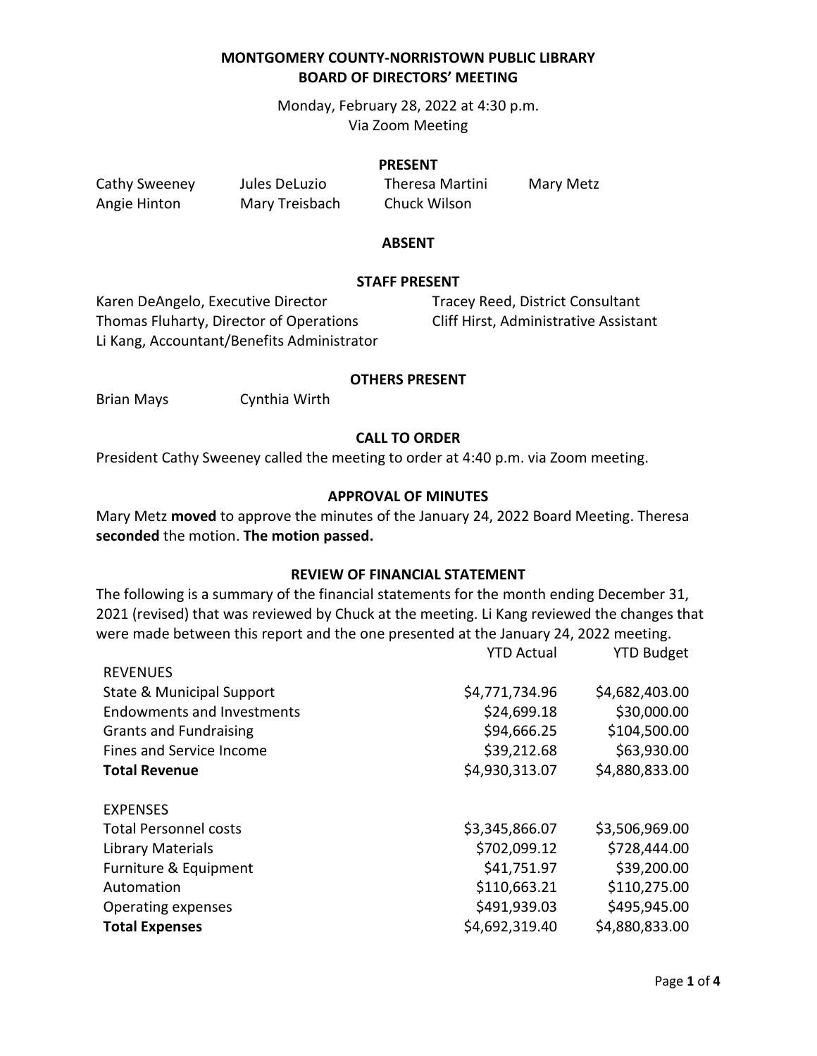# MONTGOMERY COUNTY-NORRISTOWN PUBLIC LIBRARY
# BOARD OF DIRECTORS' MEETING

Monday, February 28, 2022 at 4:30 p.m.
Via Zoom Meeting

## PRESENT

| | | | |
|---|---|---|---|
| Cathy Sweeney | Jules DeLuzio | Theresa Martini | Mary Metz |
| Angie Hinton | Mary Treisbach | Chuck Wilson | |

## ABSENT

## STAFF PRESENT

| | |
|---|---|
| Karen DeAngelo, Executive Director | Tracey Reed, District Consultant |
| Thomas Fluharty, Director of Operations | Cliff Hirst, Administrative Assistant |
| Li Kang, Accountant/Benefits Administrator | |

## OTHERS PRESENT

Brian Mays Cynthia Wirth

## CALL TO ORDER

President Cathy Sweeney called the meeting to order at 4:40 p.m. via Zoom meeting.

## APPROVAL OF MINUTES

Mary Metz **moved** to approve the minutes of the January 24, 2022 Board Meeting. Theresa **seconded** the motion. **The motion passed.**

## REVIEW OF FINANCIAL STATEMENT

The following is a summary of the financial statements for the month ending December 31, 2021 (revised) that was reviewed by Chuck at the meeting. Li Kang reviewed the changes that were made between this report and the one presented at the January 24, 2022 meeting.

| | YTD Actual | YTD Budget |
|---|---|---|
| REVENUES | | |
| State & Municipal Support | $4,771,734.96 | $4,682,403.00 |
| Endowments and Investments | $24,699.18 | $30,000.00 |
| Grants and Fundraising | $94,666.25 | $104,500.00 |
| Fines and Service Income | $39,212.68 | $63,930.00 |
| **Total Revenue** | $4,930,313.07 | $4,880,833.00 |
| | | |
| EXPENSES | | |
| Total Personnel costs | $3,345,866.07 | $3,506,969.00 |
| Library Materials | $702,099.12 | $728,444.00 |
| Furniture & Equipment | $41,751.97 | $39,200.00 |
| Automation | $110,663.21 | $110,275.00 |
| Operating expenses | $491,939.03 | $495,945.00 |
| **Total Expenses** | $4,692,319.40 | $4,880,833.00 |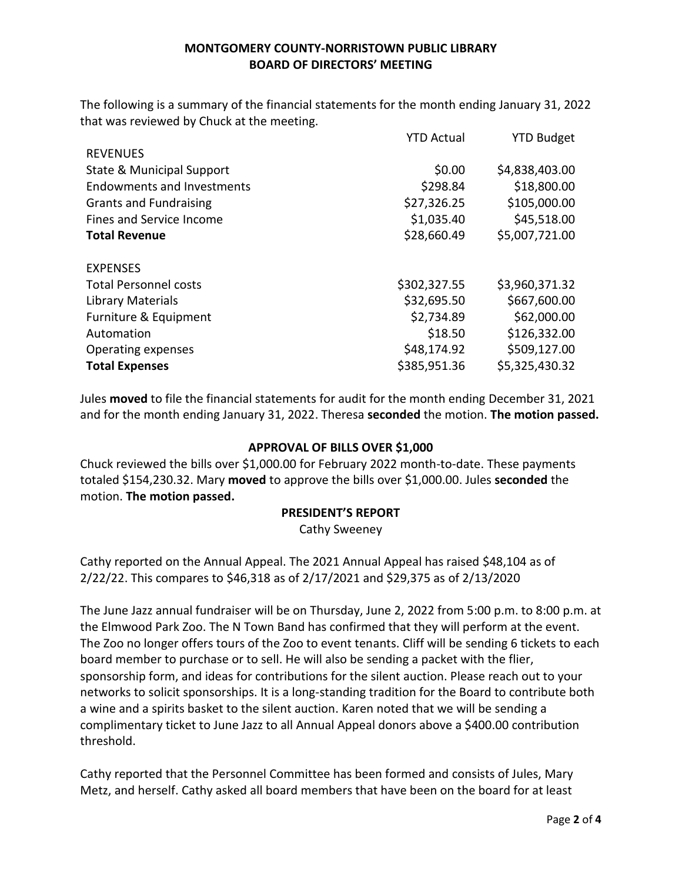**MONTGOMERY COUNTY-NORRISTOWN PUBLIC LIBRARY**
**BOARD OF DIRECTORS' MEETING**

The following is a summary of the financial statements for the month ending January 31, 2022 that was reviewed by Chuck at the meeting.

| | YTD Actual | YTD Budget |
|---|---:|---:|
| REVENUES | | |
| State & Municipal Support | $0.00 | $4,838,403.00 |
| Endowments and Investments | $298.84 | $18,800.00 |
| Grants and Fundraising | $27,326.25 | $105,000.00 |
| Fines and Service Income | $1,035.40 | $45,518.00 |
| **Total Revenue** | $28,660.49 | $5,007,721.00 |
| | | |
| EXPENSES | | |
| Total Personnel costs | $302,327.55 | $3,960,371.32 |
| Library Materials | $32,695.50 | $667,600.00 |
| Furniture & Equipment | $2,734.89 | $62,000.00 |
| Automation | $18.50 | $126,332.00 |
| Operating expenses | $48,174.92 | $509,127.00 |
| **Total Expenses** | $385,951.36 | $5,325,430.32 |

Jules **moved** to file the financial statements for audit for the month ending December 31, 2021 and for the month ending January 31, 2022. Theresa **seconded** the motion. **The motion passed.**

## APPROVAL OF BILLS OVER $1,000

Chuck reviewed the bills over $1,000.00 for February 2022 month-to-date. These payments totaled $154,230.32. Mary **moved** to approve the bills over $1,000.00. Jules **seconded** the motion. **The motion passed.**

## PRESIDENT'S REPORT

Cathy Sweeney

Cathy reported on the Annual Appeal. The 2021 Annual Appeal has raised $48,104 as of 2/22/22. This compares to $46,318 as of 2/17/2021 and $29,375 as of 2/13/2020

The June Jazz annual fundraiser will be on Thursday, June 2, 2022 from 5:00 p.m. to 8:00 p.m. at the Elmwood Park Zoo. The N Town Band has confirmed that they will perform at the event. The Zoo no longer offers tours of the Zoo to event tenants. Cliff will be sending 6 tickets to each board member to purchase or to sell. He will also be sending a packet with the flier, sponsorship form, and ideas for contributions for the silent auction. Please reach out to your networks to solicit sponsorships. It is a long-standing tradition for the Board to contribute both a wine and a spirits basket to the silent auction. Karen noted that we will be sending a complimentary ticket to June Jazz to all Annual Appeal donors above a $400.00 contribution threshold.

Cathy reported that the Personnel Committee has been formed and consists of Jules, Mary Metz, and herself. Cathy asked all board members that have been on the board for at least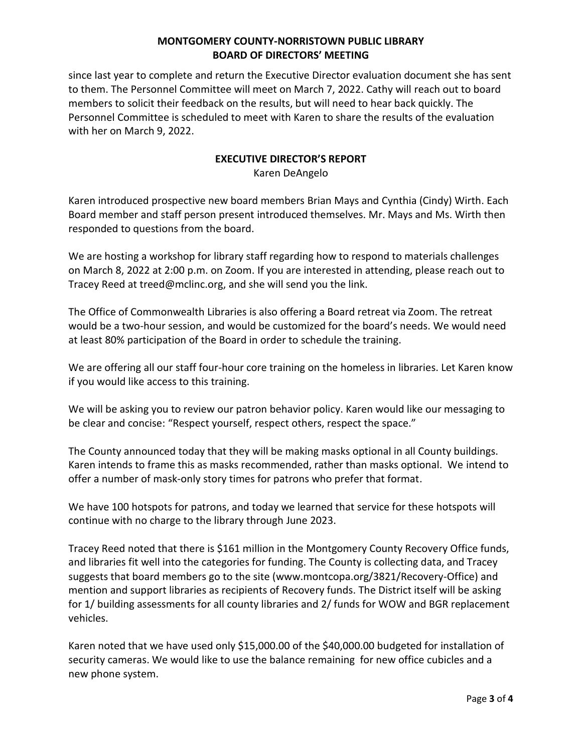since last year to complete and return the Executive Director evaluation document she has sent to them. The Personnel Committee will meet on March 7, 2022. Cathy will reach out to board members to solicit their feedback on the results, but will need to hear back quickly. The Personnel Committee is scheduled to meet with Karen to share the results of the evaluation with her on March 9, 2022.

## EXECUTIVE DIRECTOR'S REPORT

Karen DeAngelo

Karen introduced prospective new board members Brian Mays and Cynthia (Cindy) Wirth. Each Board member and staff person present introduced themselves. Mr. Mays and Ms. Wirth then responded to questions from the board.

We are hosting a workshop for library staff regarding how to respond to materials challenges on March 8, 2022 at 2:00 p.m. on Zoom. If you are interested in attending, please reach out to Tracey Reed at treed@mclinc.org, and she will send you the link.

The Office of Commonwealth Libraries is also offering a Board retreat via Zoom. The retreat would be a two-hour session, and would be customized for the board's needs. We would need at least 80% participation of the Board in order to schedule the training.

We are offering all our staff four-hour core training on the homeless in libraries. Let Karen know if you would like access to this training.

We will be asking you to review our patron behavior policy. Karen would like our messaging to be clear and concise: "Respect yourself, respect others, respect the space."

The County announced today that they will be making masks optional in all County buildings. Karen intends to frame this as masks recommended, rather than masks optional. We intend to offer a number of mask-only story times for patrons who prefer that format.

We have 100 hotspots for patrons, and today we learned that service for these hotspots will continue with no charge to the library through June 2023.

Tracey Reed noted that there is $161 million in the Montgomery County Recovery Office funds, and libraries fit well into the categories for funding. The County is collecting data, and Tracey suggests that board members go to the site (www.montcopa.org/3821/Recovery-Office) and mention and support libraries as recipients of Recovery funds. The District itself will be asking for 1/ building assessments for all county libraries and 2/ funds for WOW and BGR replacement vehicles.

Karen noted that we have used only $15,000.00 of the $40,000.00 budgeted for installation of security cameras. We would like to use the balance remaining for new office cubicles and a new phone system.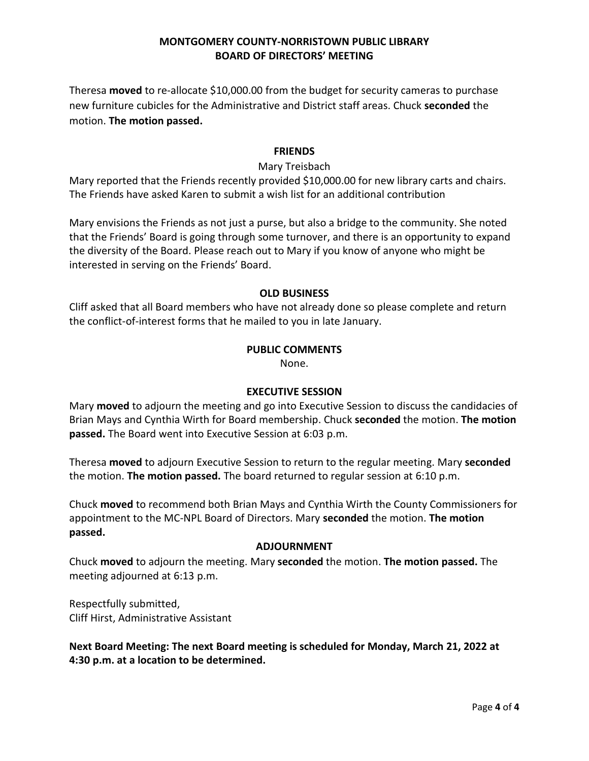**MONTGOMERY COUNTY-NORRISTOWN PUBLIC LIBRARY**
**BOARD OF DIRECTORS' MEETING**

Theresa **moved** to re-allocate $10,000.00 from the budget for security cameras to purchase new furniture cubicles for the Administrative and District staff areas. Chuck **seconded** the motion. **The motion passed.**

## FRIENDS

Mary Treisbach

Mary reported that the Friends recently provided $10,000.00 for new library carts and chairs. The Friends have asked Karen to submit a wish list for an additional contribution

Mary envisions the Friends as not just a purse, but also a bridge to the community. She noted that the Friends' Board is going through some turnover, and there is an opportunity to expand the diversity of the Board. Please reach out to Mary if you know of anyone who might be interested in serving on the Friends' Board.

## OLD BUSINESS

Cliff asked that all Board members who have not already done so please complete and return the conflict-of-interest forms that he mailed to you in late January.

## PUBLIC COMMENTS

None.

## EXECUTIVE SESSION

Mary **moved** to adjourn the meeting and go into Executive Session to discuss the candidacies of Brian Mays and Cynthia Wirth for Board membership. Chuck **seconded** the motion. **The motion passed.** The Board went into Executive Session at 6:03 p.m.

Theresa **moved** to adjourn Executive Session to return to the regular meeting. Mary **seconded** the motion. **The motion passed.** The board returned to regular session at 6:10 p.m.

Chuck **moved** to recommend both Brian Mays and Cynthia Wirth the County Commissioners for appointment to the MC-NPL Board of Directors. Mary **seconded** the motion. **The motion passed.**

## ADJOURNMENT

Chuck **moved** to adjourn the meeting. Mary **seconded** the motion. **The motion passed.** The meeting adjourned at 6:13 p.m.

Respectfully submitted,
Cliff Hirst, Administrative Assistant

**Next Board Meeting: The next Board meeting is scheduled for Monday, March 21, 2022 at 4:30 p.m. at a location to be determined.**